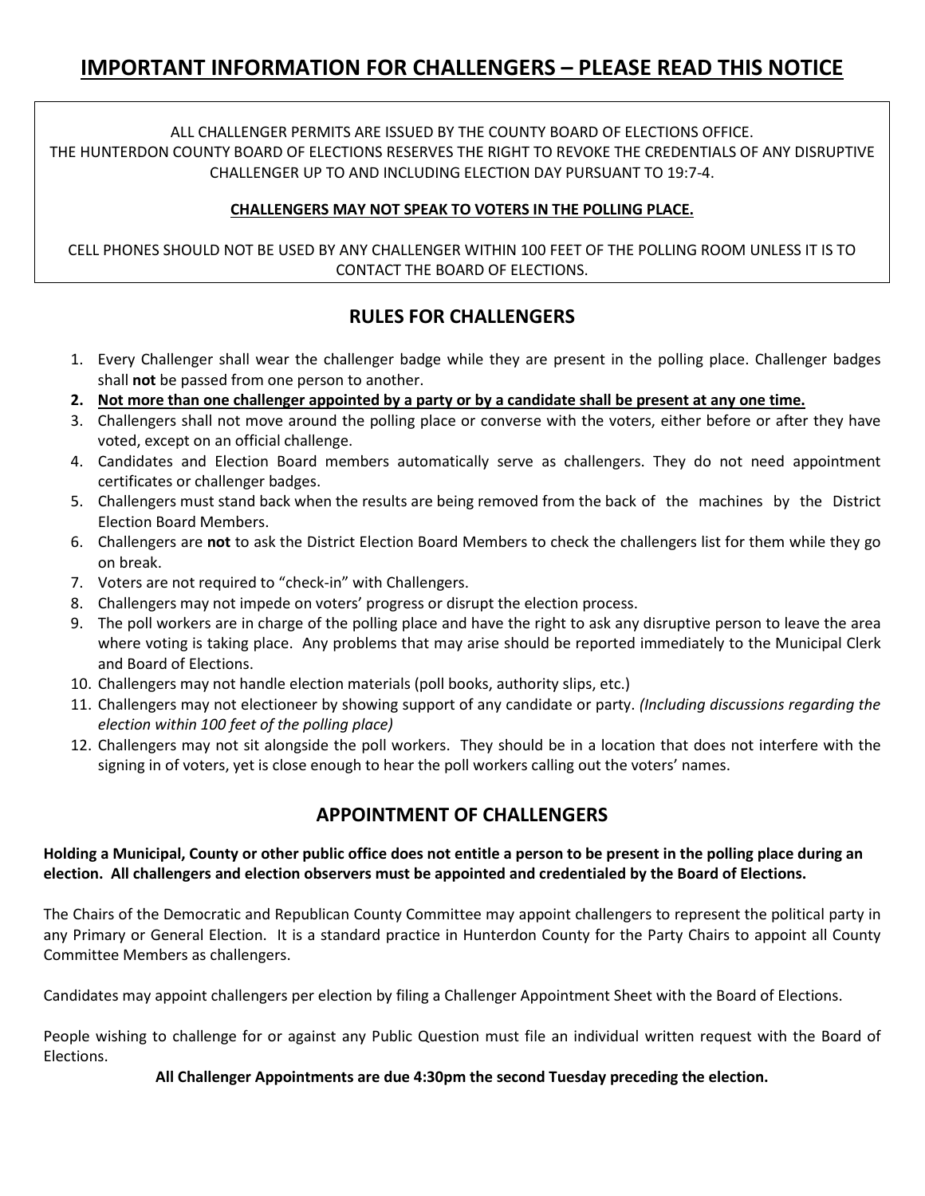# IMPORTANT INFORMATION FOR CHALLENGERS – PLEASE READ THIS NOTICE

ALL CHALLENGER PERMITS ARE ISSUED BY THE COUNTY BOARD OF ELECTIONS OFFICE.
THE HUNTERDON COUNTY BOARD OF ELECTIONS RESERVES THE RIGHT TO REVOKE THE CREDENTIALS OF ANY DISRUPTIVE CHALLENGER UP TO AND INCLUDING ELECTION DAY PURSUANT TO 19:7-4.

**CHALLENGERS MAY NOT SPEAK TO VOTERS IN THE POLLING PLACE.**

CELL PHONES SHOULD NOT BE USED BY ANY CHALLENGER WITHIN 100 FEET OF THE POLLING ROOM UNLESS IT IS TO CONTACT THE BOARD OF ELECTIONS.

## RULES FOR CHALLENGERS

1. Every Challenger shall wear the challenger badge while they are present in the polling place. Challenger badges shall **not** be passed from one person to another.
2. **Not more than one challenger appointed by a party or by a candidate shall be present at any one time.**
3. Challengers shall not move around the polling place or converse with the voters, either before or after they have voted, except on an official challenge.
4. Candidates and Election Board members automatically serve as challengers. They do not need appointment certificates or challenger badges.
5. Challengers must stand back when the results are being removed from the back of the machines by the District Election Board Members.
6. Challengers are **not** to ask the District Election Board Members to check the challengers list for them while they go on break.
7. Voters are not required to "check-in" with Challengers.
8. Challengers may not impede on voters' progress or disrupt the election process.
9. The poll workers are in charge of the polling place and have the right to ask any disruptive person to leave the area where voting is taking place. Any problems that may arise should be reported immediately to the Municipal Clerk and Board of Elections.
10. Challengers may not handle election materials (poll books, authority slips, etc.)
11. Challengers may not electioneer by showing support of any candidate or party. *(Including discussions regarding the election within 100 feet of the polling place)*
12. Challengers may not sit alongside the poll workers. They should be in a location that does not interfere with the signing in of voters, yet is close enough to hear the poll workers calling out the voters' names.

## APPOINTMENT OF CHALLENGERS

**Holding a Municipal, County or other public office does not entitle a person to be present in the polling place during an election. All challengers and election observers must be appointed and credentialed by the Board of Elections.**

The Chairs of the Democratic and Republican County Committee may appoint challengers to represent the political party in any Primary or General Election. It is a standard practice in Hunterdon County for the Party Chairs to appoint all County Committee Members as challengers.

Candidates may appoint challengers per election by filing a Challenger Appointment Sheet with the Board of Elections.

People wishing to challenge for or against any Public Question must file an individual written request with the Board of Elections.

**All Challenger Appointments are due 4:30pm the second Tuesday preceding the election.**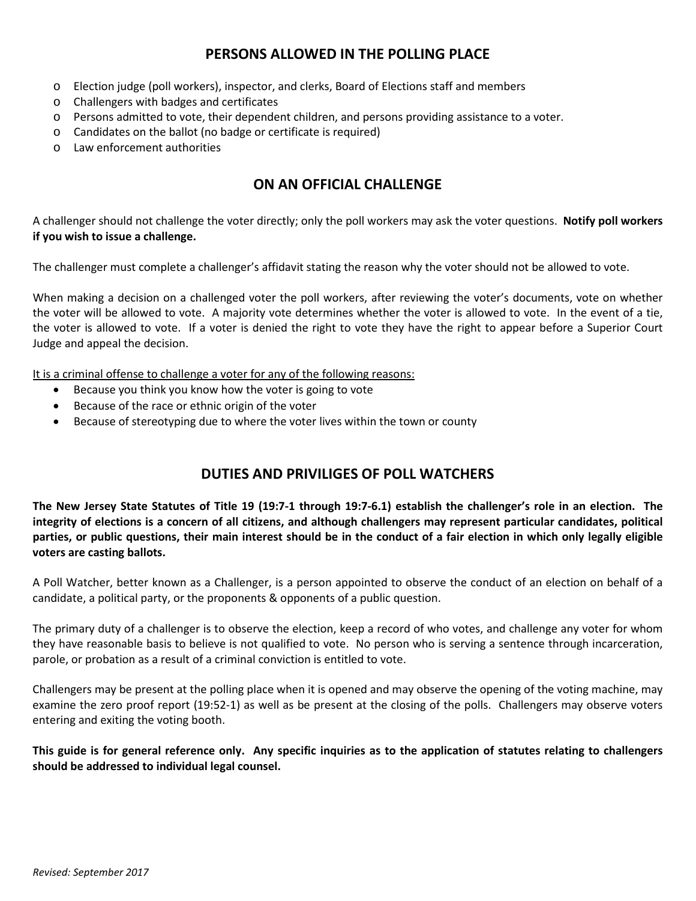## PERSONS ALLOWED IN THE POLLING PLACE

- Election judge (poll workers), inspector, and clerks, Board of Elections staff and members
- Challengers with badges and certificates
- Persons admitted to vote, their dependent children, and persons providing assistance to a voter.
- Candidates on the ballot (no badge or certificate is required)
- Law enforcement authorities

## ON AN OFFICIAL CHALLENGE

A challenger should not challenge the voter directly; only the poll workers may ask the voter questions. **Notify poll workers if you wish to issue a challenge.**

The challenger must complete a challenger's affidavit stating the reason why the voter should not be allowed to vote.

When making a decision on a challenged voter the poll workers, after reviewing the voter's documents, vote on whether the voter will be allowed to vote. A majority vote determines whether the voter is allowed to vote. In the event of a tie, the voter is allowed to vote. If a voter is denied the right to vote they have the right to appear before a Superior Court Judge and appeal the decision.

<u>It is a criminal offense to challenge a voter for any of the following reasons:</u>

- Because you think you know how the voter is going to vote
- Because of the race or ethnic origin of the voter
- Because of stereotyping due to where the voter lives within the town or county

## DUTIES AND PRIVILIGES OF POLL WATCHERS

**The New Jersey State Statutes of Title 19 (19:7-1 through 19:7-6.1) establish the challenger's role in an election. The integrity of elections is a concern of all citizens, and although challengers may represent particular candidates, political parties, or public questions, their main interest should be in the conduct of a fair election in which only legally eligible voters are casting ballots.**

A Poll Watcher, better known as a Challenger, is a person appointed to observe the conduct of an election on behalf of a candidate, a political party, or the proponents & opponents of a public question.

The primary duty of a challenger is to observe the election, keep a record of who votes, and challenge any voter for whom they have reasonable basis to believe is not qualified to vote. No person who is serving a sentence through incarceration, parole, or probation as a result of a criminal conviction is entitled to vote.

Challengers may be present at the polling place when it is opened and may observe the opening of the voting machine, may examine the zero proof report (19:52-1) as well as be present at the closing of the polls. Challengers may observe voters entering and exiting the voting booth.

**This guide is for general reference only. Any specific inquiries as to the application of statutes relating to challengers should be addressed to individual legal counsel.**

*Revised: September 2017*